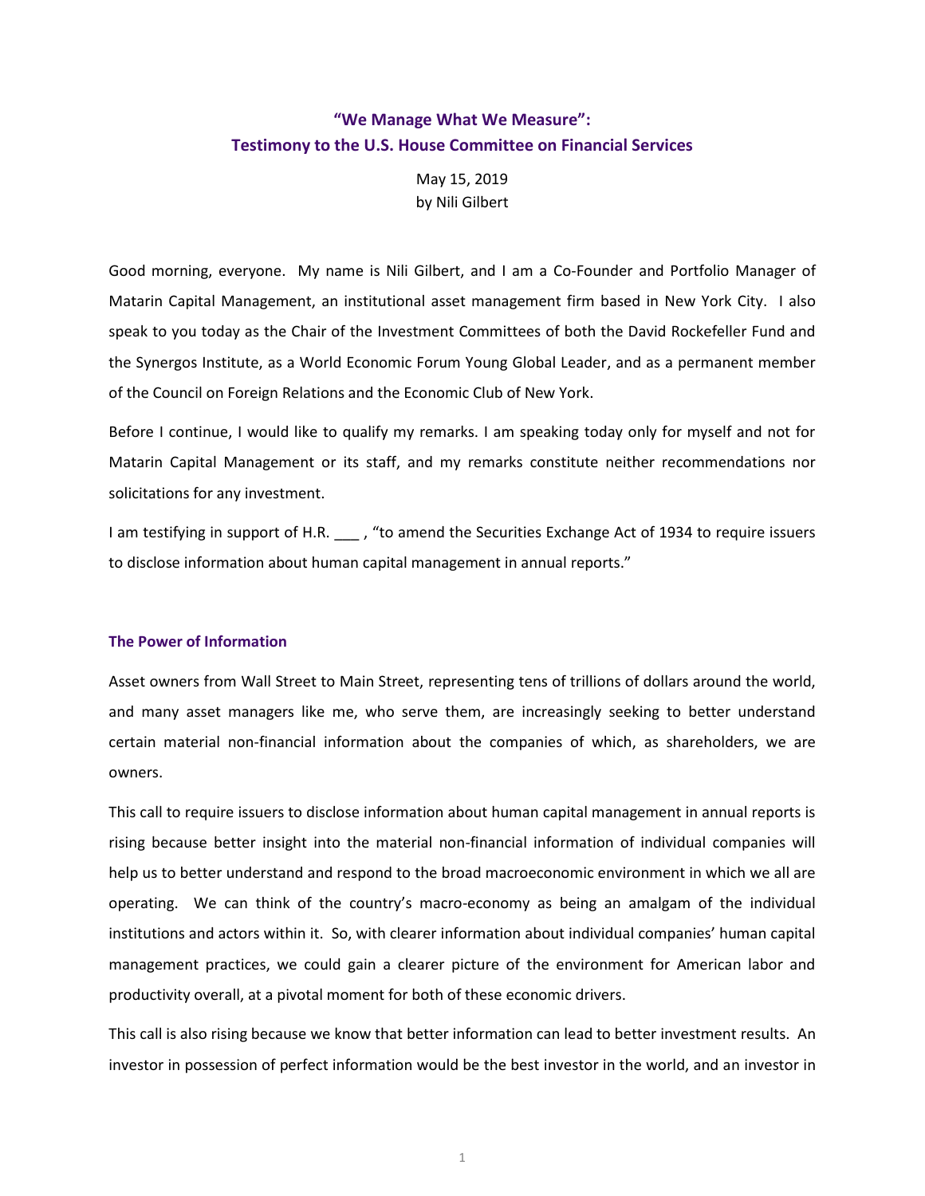# "We Manage What We Measure":
# Testimony to the U.S. House Committee on Financial Services

May 15, 2019
by Nili Gilbert

Good morning, everyone. My name is Nili Gilbert, and I am a Co-Founder and Portfolio Manager of Matarin Capital Management, an institutional asset management firm based in New York City. I also speak to you today as the Chair of the Investment Committees of both the David Rockefeller Fund and the Synergos Institute, as a World Economic Forum Young Global Leader, and as a permanent member of the Council on Foreign Relations and the Economic Club of New York.

Before I continue, I would like to qualify my remarks. I am speaking today only for myself and not for Matarin Capital Management or its staff, and my remarks constitute neither recommendations nor solicitations for any investment.

I am testifying in support of H.R. ___ , "to amend the Securities Exchange Act of 1934 to require issuers to disclose information about human capital management in annual reports."

## The Power of Information

Asset owners from Wall Street to Main Street, representing tens of trillions of dollars around the world, and many asset managers like me, who serve them, are increasingly seeking to better understand certain material non-financial information about the companies of which, as shareholders, we are owners.

This call to require issuers to disclose information about human capital management in annual reports is rising because better insight into the material non-financial information of individual companies will help us to better understand and respond to the broad macroeconomic environment in which we all are operating. We can think of the country's macro-economy as being an amalgam of the individual institutions and actors within it. So, with clearer information about individual companies' human capital management practices, we could gain a clearer picture of the environment for American labor and productivity overall, at a pivotal moment for both of these economic drivers.

This call is also rising because we know that better information can lead to better investment results. An investor in possession of perfect information would be the best investor in the world, and an investor in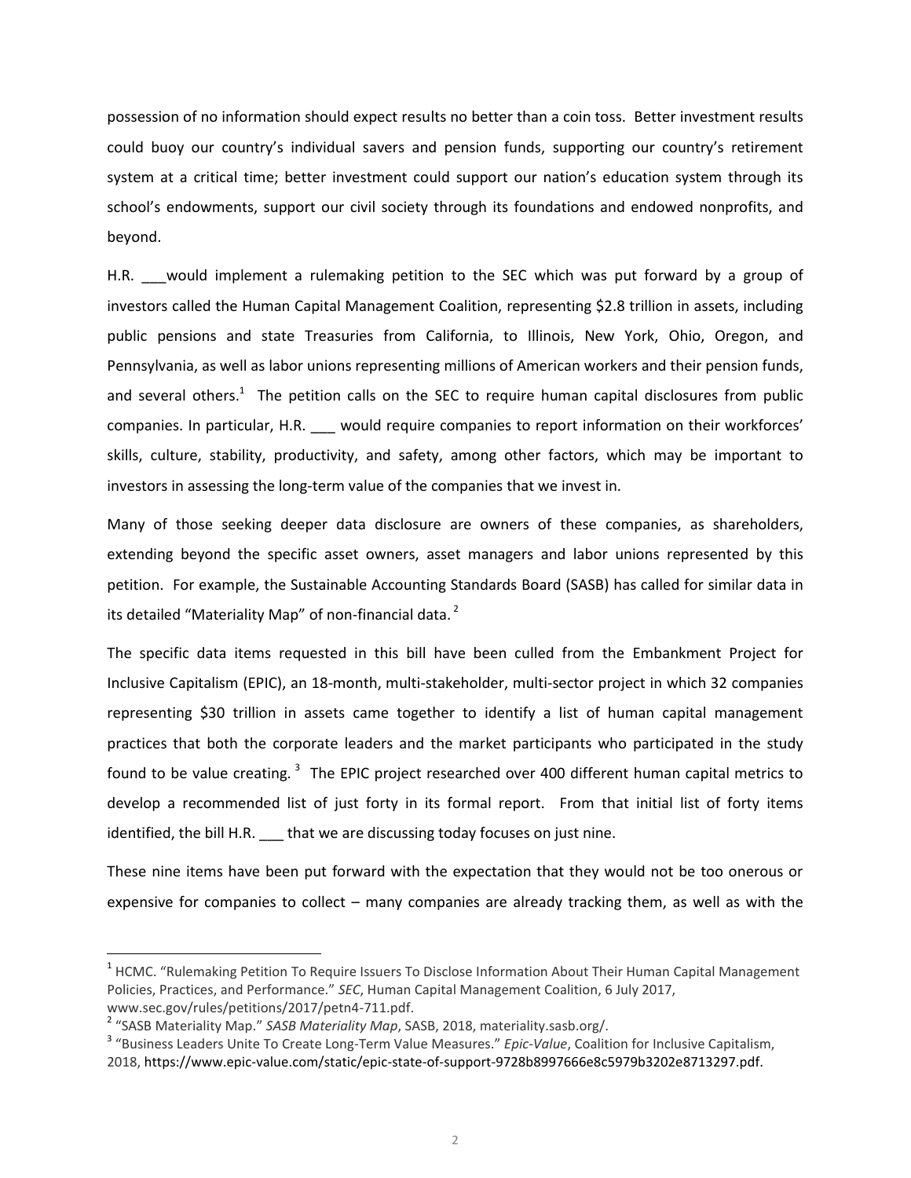possession of no information should expect results no better than a coin toss. Better investment results could buoy our country's individual savers and pension funds, supporting our country's retirement system at a critical time; better investment could support our nation's education system through its school's endowments, support our civil society through its foundations and endowed nonprofits, and beyond.

H.R. ___would implement a rulemaking petition to the SEC which was put forward by a group of investors called the Human Capital Management Coalition, representing $2.8 trillion in assets, including public pensions and state Treasuries from California, to Illinois, New York, Ohio, Oregon, and Pennsylvania, as well as labor unions representing millions of American workers and their pension funds, and several others.[1] The petition calls on the SEC to require human capital disclosures from public companies. In particular, H.R. ___ would require companies to report information on their workforces' skills, culture, stability, productivity, and safety, among other factors, which may be important to investors in assessing the long-term value of the companies that we invest in.

Many of those seeking deeper data disclosure are owners of these companies, as shareholders, extending beyond the specific asset owners, asset managers and labor unions represented by this petition. For example, the Sustainable Accounting Standards Board (SASB) has called for similar data in its detailed "Materiality Map" of non-financial data.[2]

The specific data items requested in this bill have been culled from the Embankment Project for Inclusive Capitalism (EPIC), an 18-month, multi-stakeholder, multi-sector project in which 32 companies representing $30 trillion in assets came together to identify a list of human capital management practices that both the corporate leaders and the market participants who participated in the study found to be value creating.[3] The EPIC project researched over 400 different human capital metrics to develop a recommended list of just forty in its formal report. From that initial list of forty items identified, the bill H.R. ___ that we are discussing today focuses on just nine.

These nine items have been put forward with the expectation that they would not be too onerous or expensive for companies to collect – many companies are already tracking them, as well as with the

---

[1] HCMC. "Rulemaking Petition To Require Issuers To Disclose Information About Their Human Capital Management Policies, Practices, and Performance." *SEC*, Human Capital Management Coalition, 6 July 2017, www.sec.gov/rules/petitions/2017/petn4-711.pdf.

[2] "SASB Materiality Map." *SASB Materiality Map*, SASB, 2018, materiality.sasb.org/.

[3] "Business Leaders Unite To Create Long-Term Value Measures." *Epic-Value*, Coalition for Inclusive Capitalism, 2018, https://www.epic-value.com/static/epic-state-of-support-9728b8997666e8c5979b3202e8713297.pdf.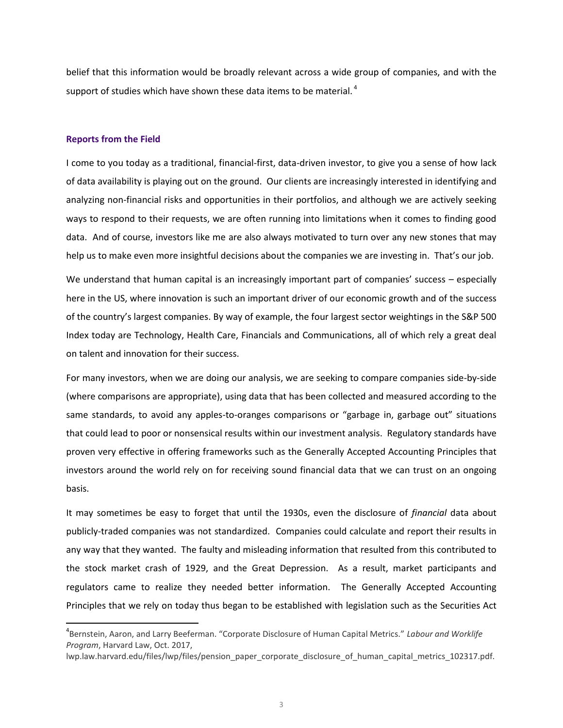belief that this information would be broadly relevant across a wide group of companies, and with the support of studies which have shown these data items to be material.[4]

### Reports from the Field

I come to you today as a traditional, financial-first, data-driven investor, to give you a sense of how lack of data availability is playing out on the ground. Our clients are increasingly interested in identifying and analyzing non-financial risks and opportunities in their portfolios, and although we are actively seeking ways to respond to their requests, we are often running into limitations when it comes to finding good data. And of course, investors like me are also always motivated to turn over any new stones that may help us to make even more insightful decisions about the companies we are investing in. That's our job.

We understand that human capital is an increasingly important part of companies' success – especially here in the US, where innovation is such an important driver of our economic growth and of the success of the country's largest companies. By way of example, the four largest sector weightings in the S&P 500 Index today are Technology, Health Care, Financials and Communications, all of which rely a great deal on talent and innovation for their success.

For many investors, when we are doing our analysis, we are seeking to compare companies side-by-side (where comparisons are appropriate), using data that has been collected and measured according to the same standards, to avoid any apples-to-oranges comparisons or "garbage in, garbage out" situations that could lead to poor or nonsensical results within our investment analysis. Regulatory standards have proven very effective in offering frameworks such as the Generally Accepted Accounting Principles that investors around the world rely on for receiving sound financial data that we can trust on an ongoing basis.

It may sometimes be easy to forget that until the 1930s, even the disclosure of *financial* data about publicly-traded companies was not standardized. Companies could calculate and report their results in any way that they wanted. The faulty and misleading information that resulted from this contributed to the stock market crash of 1929, and the Great Depression. As a result, market participants and regulators came to realize they needed better information. The Generally Accepted Accounting Principles that we rely on today thus began to be established with legislation such as the Securities Act

---

[4] Bernstein, Aaron, and Larry Beeferman. "Corporate Disclosure of Human Capital Metrics." *Labour and Worklife Program*, Harvard Law, Oct. 2017, lwp.law.harvard.edu/files/lwp/files/pension_paper_corporate_disclosure_of_human_capital_metrics_102317.pdf.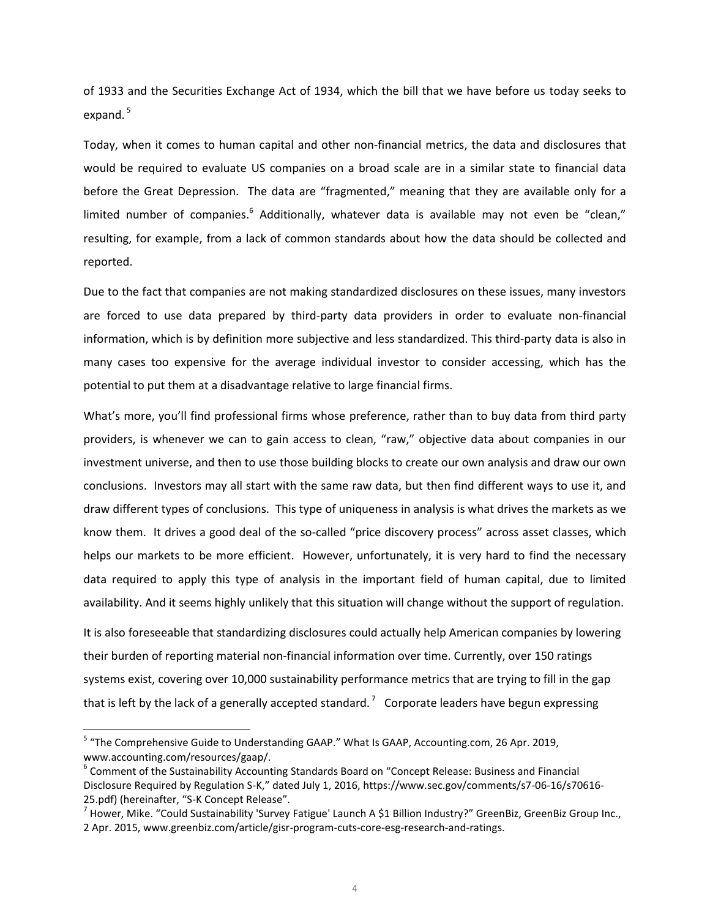of 1933 and the Securities Exchange Act of 1934, which the bill that we have before us today seeks to expand.[5]

Today, when it comes to human capital and other non-financial metrics, the data and disclosures that would be required to evaluate US companies on a broad scale are in a similar state to financial data before the Great Depression. The data are "fragmented," meaning that they are available only for a limited number of companies.[6] Additionally, whatever data is available may not even be "clean," resulting, for example, from a lack of common standards about how the data should be collected and reported.

Due to the fact that companies are not making standardized disclosures on these issues, many investors are forced to use data prepared by third-party data providers in order to evaluate non-financial information, which is by definition more subjective and less standardized. This third-party data is also in many cases too expensive for the average individual investor to consider accessing, which has the potential to put them at a disadvantage relative to large financial firms.

What's more, you'll find professional firms whose preference, rather than to buy data from third party providers, is whenever we can to gain access to clean, "raw," objective data about companies in our investment universe, and then to use those building blocks to create our own analysis and draw our own conclusions. Investors may all start with the same raw data, but then find different ways to use it, and draw different types of conclusions. This type of uniqueness in analysis is what drives the markets as we know them. It drives a good deal of the so-called "price discovery process" across asset classes, which helps our markets to be more efficient. However, unfortunately, it is very hard to find the necessary data required to apply this type of analysis in the important field of human capital, due to limited availability. And it seems highly unlikely that this situation will change without the support of regulation.

It is also foreseeable that standardizing disclosures could actually help American companies by lowering their burden of reporting material non-financial information over time. Currently, over 150 ratings systems exist, covering over 10,000 sustainability performance metrics that are trying to fill in the gap that is left by the lack of a generally accepted standard.[7] Corporate leaders have begun expressing

---

[5] "The Comprehensive Guide to Understanding GAAP." What Is GAAP, Accounting.com, 26 Apr. 2019, www.accounting.com/resources/gaap/.

[6] Comment of the Sustainability Accounting Standards Board on "Concept Release: Business and Financial Disclosure Required by Regulation S-K," dated July 1, 2016, https://www.sec.gov/comments/s7-06-16/s70616-25.pdf) (hereinafter, "S-K Concept Release".

[7] Hower, Mike. "Could Sustainability 'Survey Fatigue' Launch A $1 Billion Industry?" GreenBiz, GreenBiz Group Inc., 2 Apr. 2015, www.greenbiz.com/article/gisr-program-cuts-core-esg-research-and-ratings.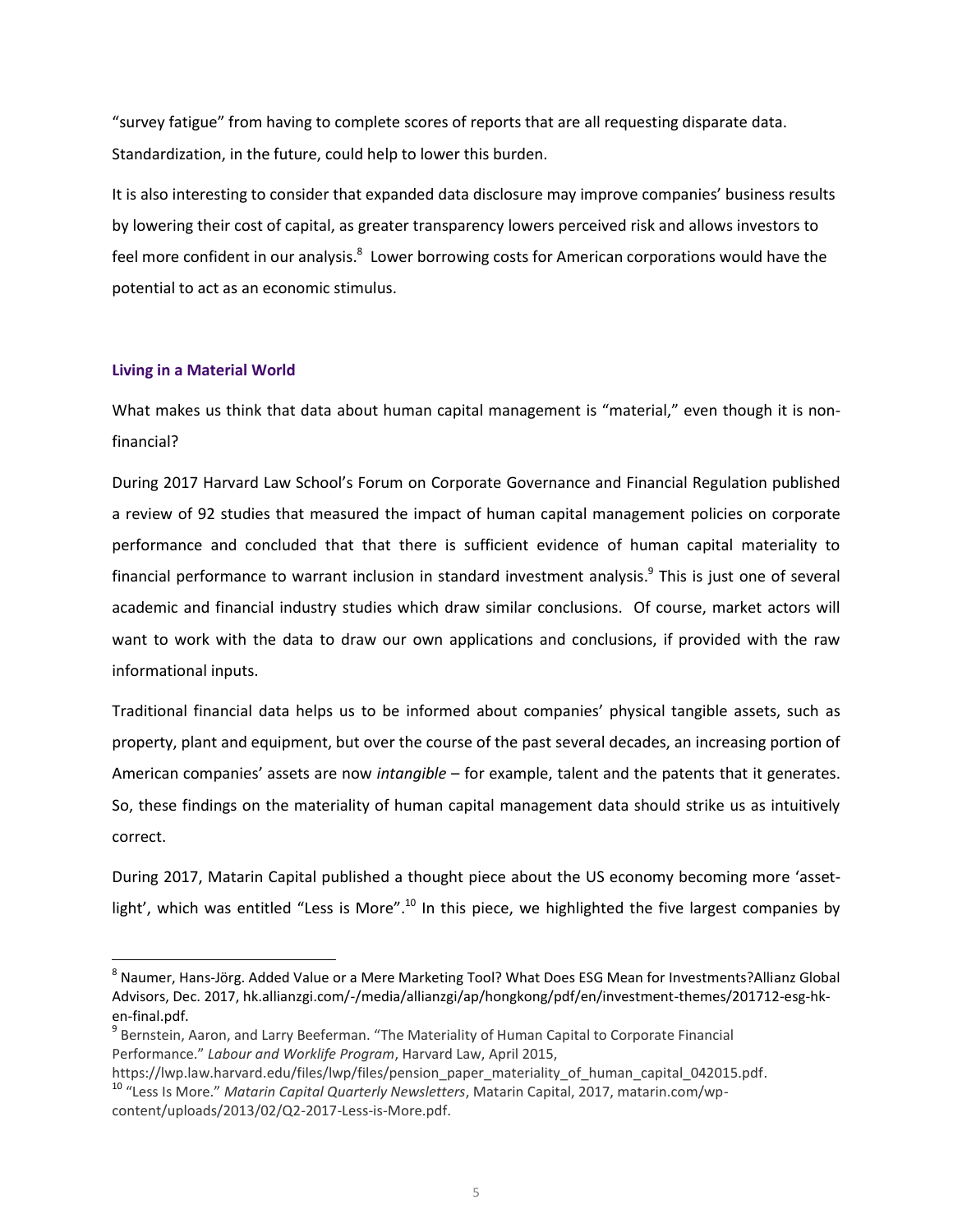"survey fatigue" from having to complete scores of reports that are all requesting disparate data. Standardization, in the future, could help to lower this burden.

It is also interesting to consider that expanded data disclosure may improve companies' business results by lowering their cost of capital, as greater transparency lowers perceived risk and allows investors to feel more confident in our analysis.[8] Lower borrowing costs for American corporations would have the potential to act as an economic stimulus.

## Living in a Material World

What makes us think that data about human capital management is "material," even though it is non-financial?

During 2017 Harvard Law School's Forum on Corporate Governance and Financial Regulation published a review of 92 studies that measured the impact of human capital management policies on corporate performance and concluded that that there is sufficient evidence of human capital materiality to financial performance to warrant inclusion in standard investment analysis.[9] This is just one of several academic and financial industry studies which draw similar conclusions. Of course, market actors will want to work with the data to draw our own applications and conclusions, if provided with the raw informational inputs.

Traditional financial data helps us to be informed about companies' physical tangible assets, such as property, plant and equipment, but over the course of the past several decades, an increasing portion of American companies' assets are now *intangible* – for example, talent and the patents that it generates. So, these findings on the materiality of human capital management data should strike us as intuitively correct.

During 2017, Matarin Capital published a thought piece about the US economy becoming more 'asset-light', which was entitled "Less is More".[10] In this piece, we highlighted the five largest companies by

---

[8] Naumer, Hans-Jörg. Added Value or a Mere Marketing Tool? What Does ESG Mean for Investments?Allianz Global Advisors, Dec. 2017, hk.allianzgi.com/-/media/allianzgi/ap/hongkong/pdf/en/investment-themes/201712-esg-hk-en-final.pdf.

[9] Bernstein, Aaron, and Larry Beeferman. "The Materiality of Human Capital to Corporate Financial Performance." *Labour and Worklife Program*, Harvard Law, April 2015, https://lwp.law.harvard.edu/files/lwp/files/pension_paper_materiality_of_human_capital_042015.pdf.

[10] "Less Is More." *Matarin Capital Quarterly Newsletters*, Matarin Capital, 2017, matarin.com/wp-content/uploads/2013/02/Q2-2017-Less-is-More.pdf.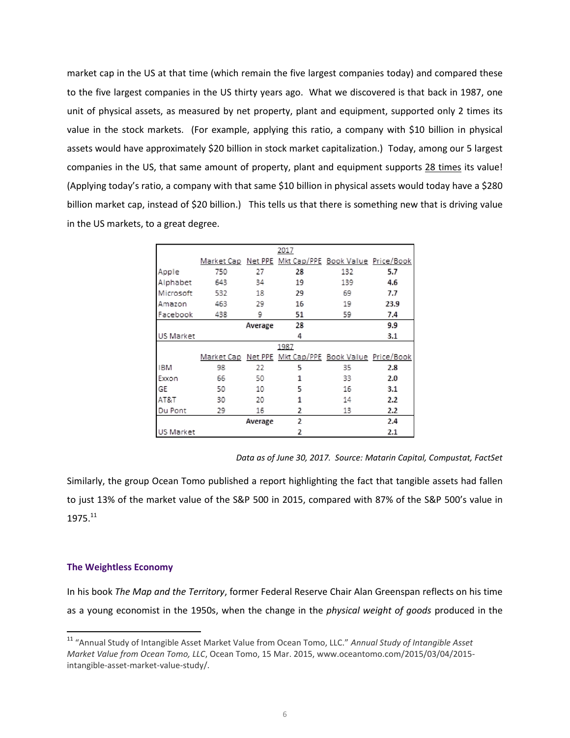market cap in the US at that time (which remain the five largest companies today) and compared these to the five largest companies in the US thirty years ago. What we discovered is that back in 1987, one unit of physical assets, as measured by net property, plant and equipment, supported only 2 times its value in the stock markets. (For example, applying this ratio, a company with $10 billion in physical assets would have approximately $20 billion in stock market capitalization.) Today, among our 5 largest companies in the US, that same amount of property, plant and equipment supports <u>28 times</u> its value! (Applying today's ratio, a company with that same $10 billion in physical assets would today have a $280 billion market cap, instead of $20 billion.) This tells us that there is something new that is driving value in the US markets, to a great degree.

| | 2017 | | | | |
|---|---|---|---|---|---|
| | Market Cap | Net PPE | Mkt Cap/PPE | Book Value | Price/Book |
| Apple | 750 | 27 | **28** | 132 | **5.7** |
| Alphabet | 643 | 34 | **19** | 139 | **4.6** |
| Microsoft | 532 | 18 | **29** | 69 | **7.7** |
| Amazon | 463 | 29 | **16** | 19 | **23.9** |
| Facebook | 438 | 9 | **51** | 59 | **7.4** |
| | | **Average** | **28** | | **9.9** |
| US Market | | | 4 | | 3.1 |
| | 1987 | | | | |
| | Market Cap | Net PPE | Mkt Cap/PPE | Book Value | Price/Book |
| IBM | 98 | 22 | 5 | 35 | **2.8** |
| Exxon | 66 | 50 | 1 | 33 | **2.0** |
| GE | 50 | 10 | 5 | 16 | **3.1** |
| AT&T | 30 | 20 | 1 | 14 | **2.2** |
| Du Pont | 29 | 16 | 2 | 13 | **2.2** |
| | | **Average** | 2 | | **2.4** |
| US Market | | | 2 | | 2.1 |

*Data as of June 30, 2017. Source: Matarin Capital, Compustat, FactSet*

Similarly, the group Ocean Tomo published a report highlighting the fact that tangible assets had fallen to just 13% of the market value of the S&P 500 in 2015, compared with 87% of the S&P 500's value in 1975.[11]

### The Weightless Economy

In his book *The Map and the Territory*, former Federal Reserve Chair Alan Greenspan reflects on his time as a young economist in the 1950s, when the change in the *physical weight of goods* produced in the

[11] "Annual Study of Intangible Asset Market Value from Ocean Tomo, LLC." *Annual Study of Intangible Asset Market Value from Ocean Tomo, LLC*, Ocean Tomo, 15 Mar. 2015, www.oceantomo.com/2015/03/04/2015-intangible-asset-market-value-study/.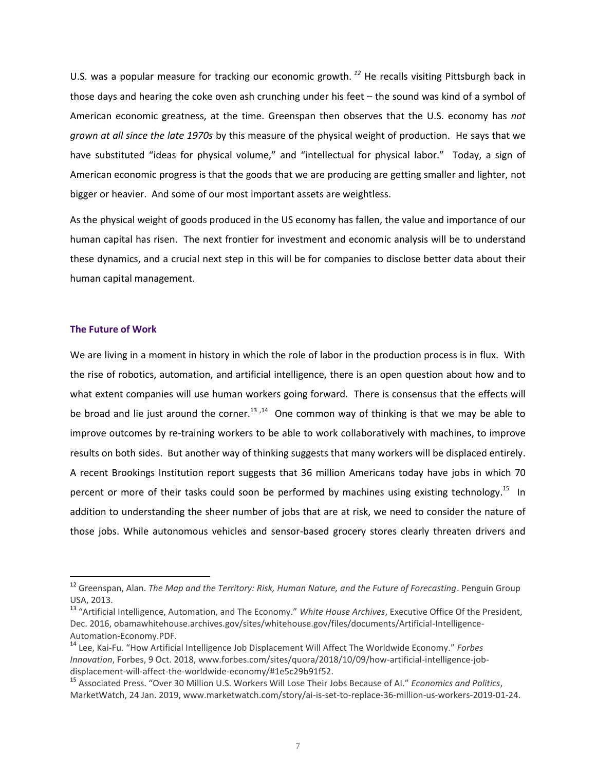U.S. was a popular measure for tracking our economic growth.[12] He recalls visiting Pittsburgh back in those days and hearing the coke oven ash crunching under his feet – the sound was kind of a symbol of American economic greatness, at the time. Greenspan then observes that the U.S. economy has *not grown at all since the late 1970s* by this measure of the physical weight of production. He says that we have substituted "ideas for physical volume," and "intellectual for physical labor." Today, a sign of American economic progress is that the goods that we are producing are getting smaller and lighter, not bigger or heavier. And some of our most important assets are weightless.

As the physical weight of goods produced in the US economy has fallen, the value and importance of our human capital has risen. The next frontier for investment and economic analysis will be to understand these dynamics, and a crucial next step in this will be for companies to disclose better data about their human capital management.

### The Future of Work

We are living in a moment in history in which the role of labor in the production process is in flux. With the rise of robotics, automation, and artificial intelligence, there is an open question about how and to what extent companies will use human workers going forward. There is consensus that the effects will be broad and lie just around the corner.[13,14] One common way of thinking is that we may be able to improve outcomes by re-training workers to be able to work collaboratively with machines, to improve results on both sides. But another way of thinking suggests that many workers will be displaced entirely. A recent Brookings Institution report suggests that 36 million Americans today have jobs in which 70 percent or more of their tasks could soon be performed by machines using existing technology.[15] In addition to understanding the sheer number of jobs that are at risk, we need to consider the nature of those jobs. While autonomous vehicles and sensor-based grocery stores clearly threaten drivers and

---

[12] Greenspan, Alan. *The Map and the Territory: Risk, Human Nature, and the Future of Forecasting*. Penguin Group USA, 2013.

[13] "Artificial Intelligence, Automation, and The Economy." *White House Archives*, Executive Office Of the President, Dec. 2016, obamawhitehouse.archives.gov/sites/whitehouse.gov/files/documents/Artificial-Intelligence-Automation-Economy.PDF.

[14] Lee, Kai-Fu. "How Artificial Intelligence Job Displacement Will Affect The Worldwide Economy." *Forbes Innovation*, Forbes, 9 Oct. 2018, www.forbes.com/sites/quora/2018/10/09/how-artificial-intelligence-job-displacement-will-affect-the-worldwide-economy/#1e5c29b91f52.

[15] Associated Press. "Over 30 Million U.S. Workers Will Lose Their Jobs Because of AI." *Economics and Politics*, MarketWatch, 24 Jan. 2019, www.marketwatch.com/story/ai-is-set-to-replace-36-million-us-workers-2019-01-24.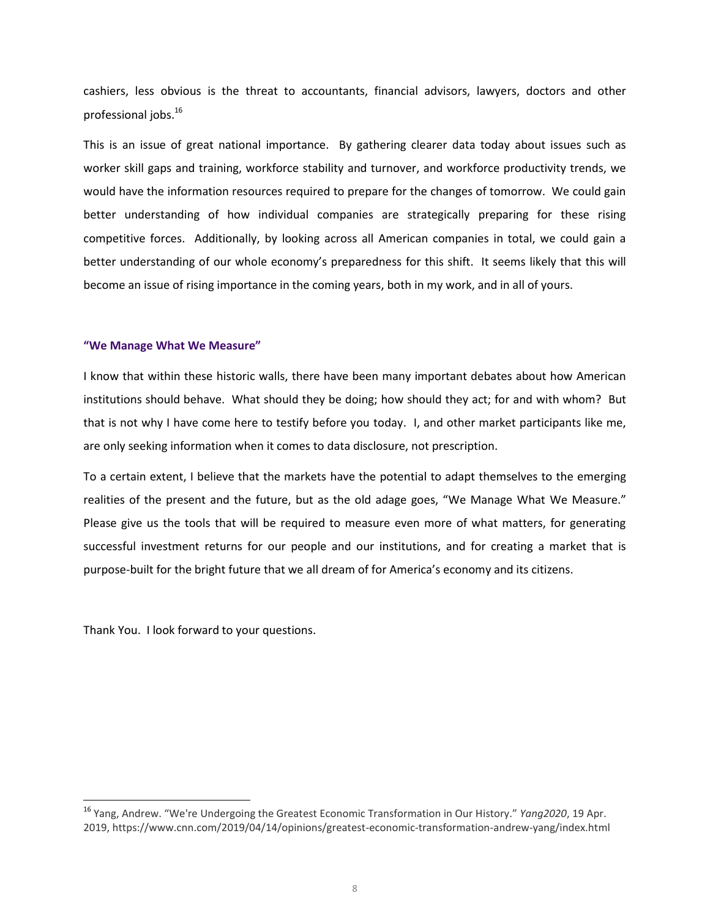cashiers, less obvious is the threat to accountants, financial advisors, lawyers, doctors and other professional jobs.[16]

This is an issue of great national importance. By gathering clearer data today about issues such as worker skill gaps and training, workforce stability and turnover, and workforce productivity trends, we would have the information resources required to prepare for the changes of tomorrow. We could gain better understanding of how individual companies are strategically preparing for these rising competitive forces. Additionally, by looking across all American companies in total, we could gain a better understanding of our whole economy's preparedness for this shift. It seems likely that this will become an issue of rising importance in the coming years, both in my work, and in all of yours.

### "We Manage What We Measure"

I know that within these historic walls, there have been many important debates about how American institutions should behave. What should they be doing; how should they act; for and with whom? But that is not why I have come here to testify before you today. I, and other market participants like me, are only seeking information when it comes to data disclosure, not prescription.

To a certain extent, I believe that the markets have the potential to adapt themselves to the emerging realities of the present and the future, but as the old adage goes, "We Manage What We Measure." Please give us the tools that will be required to measure even more of what matters, for generating successful investment returns for our people and our institutions, and for creating a market that is purpose-built for the bright future that we all dream of for America's economy and its citizens.

Thank You. I look forward to your questions.

---

[16] Yang, Andrew. "We're Undergoing the Greatest Economic Transformation in Our History." *Yang2020*, 19 Apr. 2019, https://www.cnn.com/2019/04/14/opinions/greatest-economic-transformation-andrew-yang/index.html